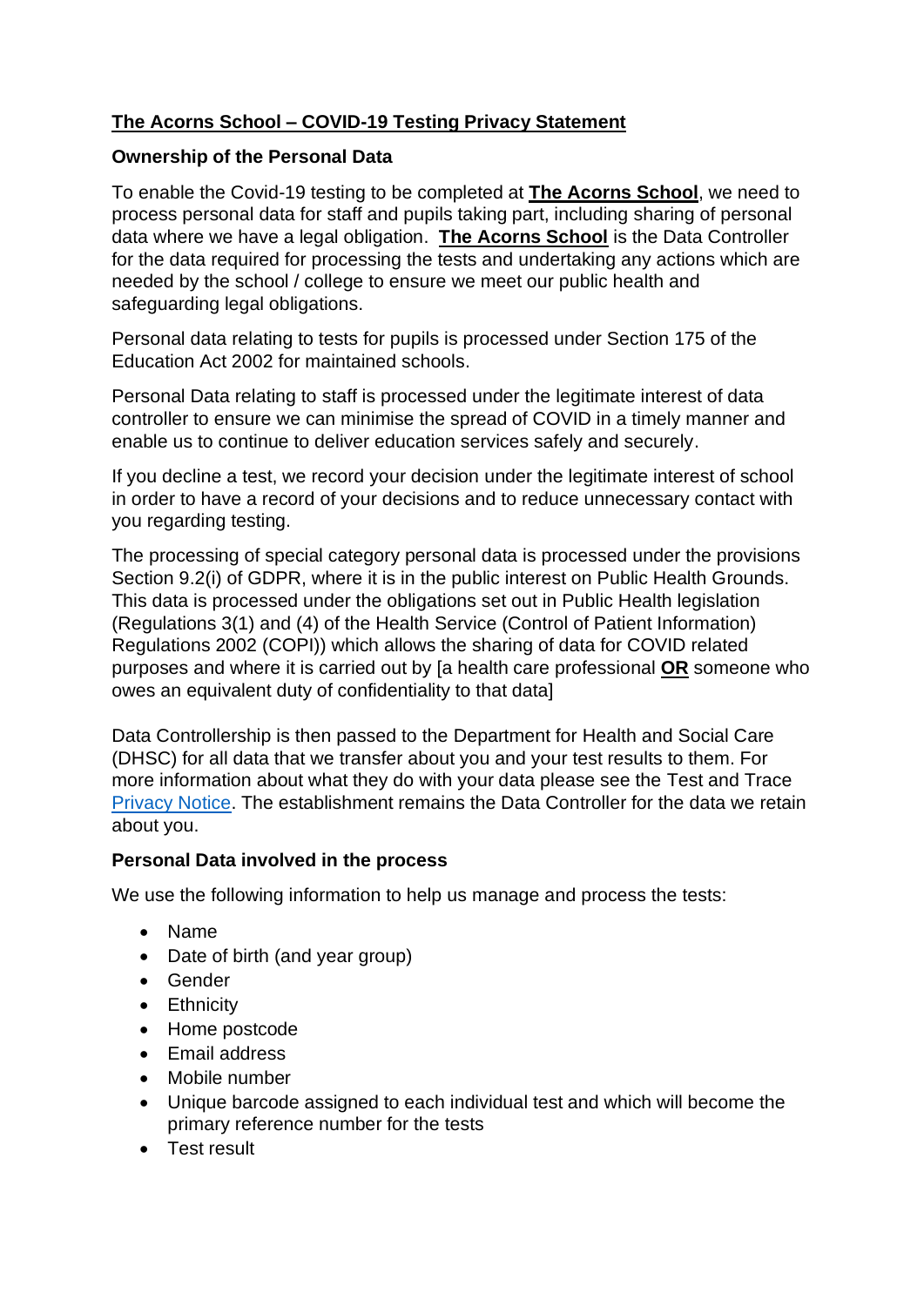**The Acorns School – COVID-19 Testing Privacy Statement**

**Ownership of the Personal Data**

To enable the Covid-19 testing to be completed at **The Acorns School**, we need to process personal data for staff and pupils taking part, including sharing of personal data where we have a legal obligation. **The Acorns School** is the Data Controller for the data required for processing the tests and undertaking any actions which are needed by the school / college to ensure we meet our public health and safeguarding legal obligations.

Personal data relating to tests for pupils is processed under Section 175 of the Education Act 2002 for maintained schools.

Personal Data relating to staff is processed under the legitimate interest of data controller to ensure we can minimise the spread of COVID in a timely manner and enable us to continue to deliver education services safely and securely.

If you decline a test, we record your decision under the legitimate interest of school in order to have a record of your decisions and to reduce unnecessary contact with you regarding testing.

The processing of special category personal data is processed under the provisions Section 9.2(i) of GDPR, where it is in the public interest on Public Health Grounds. This data is processed under the obligations set out in Public Health legislation (Regulations 3(1) and (4) of the Health Service (Control of Patient Information) Regulations 2002 (COPI)) which allows the sharing of data for COVID related purposes and where it is carried out by [a health care professional **OR** someone who owes an equivalent duty of confidentiality to that data]

Data Controllership is then passed to the Department for Health and Social Care (DHSC) for all data that we transfer about you and your test results to them. For more information about what they do with your data please see the Test and Trace Privacy Notice. The establishment remains the Data Controller for the data we retain about you.

**Personal Data involved in the process**

We use the following information to help us manage and process the tests:

- Name
- Date of birth (and year group)
- Gender
- Ethnicity
- Home postcode
- Email address
- Mobile number
- Unique barcode assigned to each individual test and which will become the primary reference number for the tests
- Test result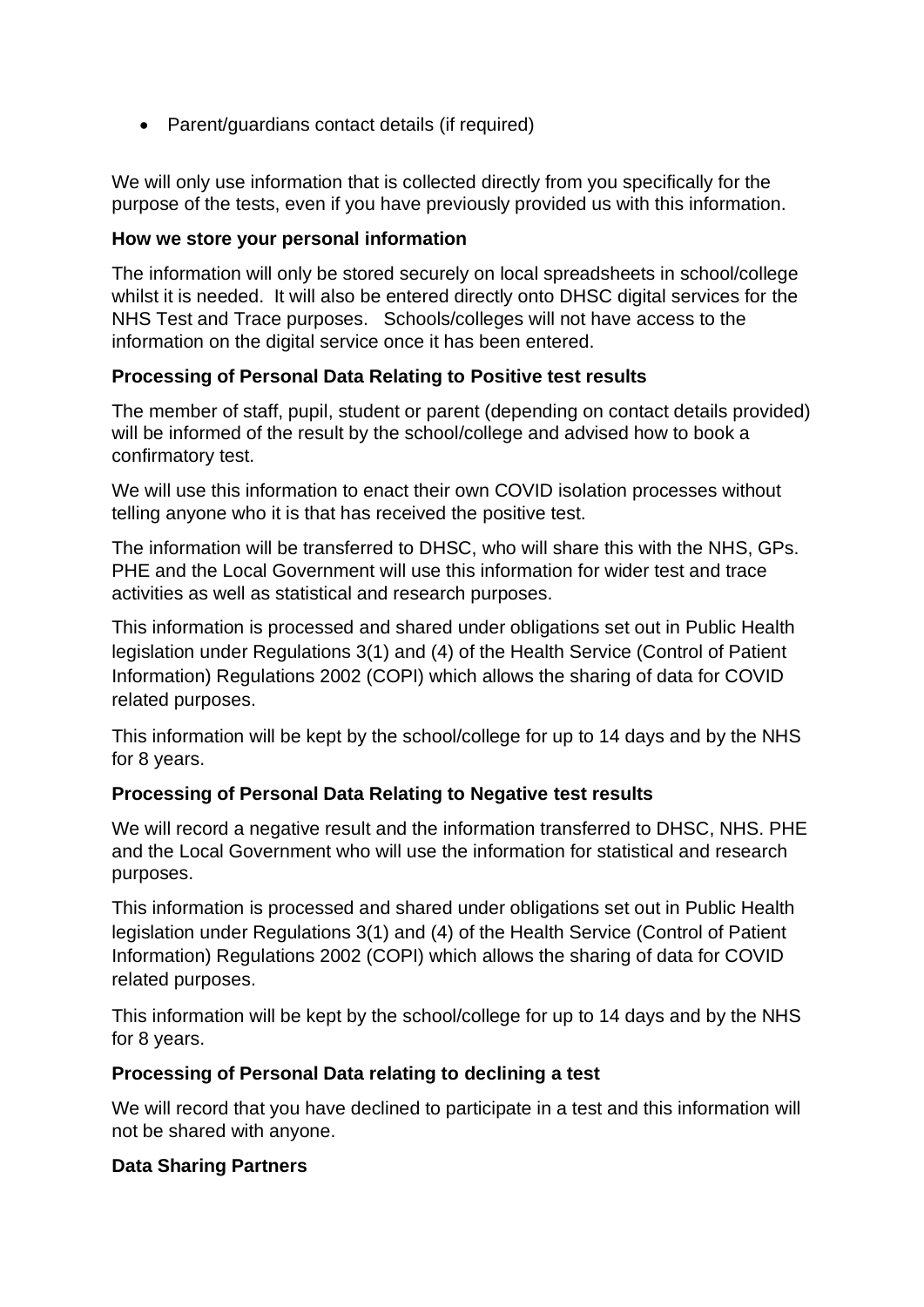- Parent/guardians contact details (if required)

We will only use information that is collected directly from you specifically for the purpose of the tests, even if you have previously provided us with this information.

**How we store your personal information**

The information will only be stored securely on local spreadsheets in school/college whilst it is needed. It will also be entered directly onto DHSC digital services for the NHS Test and Trace purposes. Schools/colleges will not have access to the information on the digital service once it has been entered.

**Processing of Personal Data Relating to Positive test results**

The member of staff, pupil, student or parent (depending on contact details provided) will be informed of the result by the school/college and advised how to book a confirmatory test.

We will use this information to enact their own COVID isolation processes without telling anyone who it is that has received the positive test.

The information will be transferred to DHSC, who will share this with the NHS, GPs. PHE and the Local Government will use this information for wider test and trace activities as well as statistical and research purposes.

This information is processed and shared under obligations set out in Public Health legislation under Regulations 3(1) and (4) of the Health Service (Control of Patient Information) Regulations 2002 (COPI) which allows the sharing of data for COVID related purposes.

This information will be kept by the school/college for up to 14 days and by the NHS for 8 years.

**Processing of Personal Data Relating to Negative test results**

We will record a negative result and the information transferred to DHSC, NHS. PHE and the Local Government who will use the information for statistical and research purposes.

This information is processed and shared under obligations set out in Public Health legislation under Regulations 3(1) and (4) of the Health Service (Control of Patient Information) Regulations 2002 (COPI) which allows the sharing of data for COVID related purposes.

This information will be kept by the school/college for up to 14 days and by the NHS for 8 years.

**Processing of Personal Data relating to declining a test**

We will record that you have declined to participate in a test and this information will not be shared with anyone.

**Data Sharing Partners**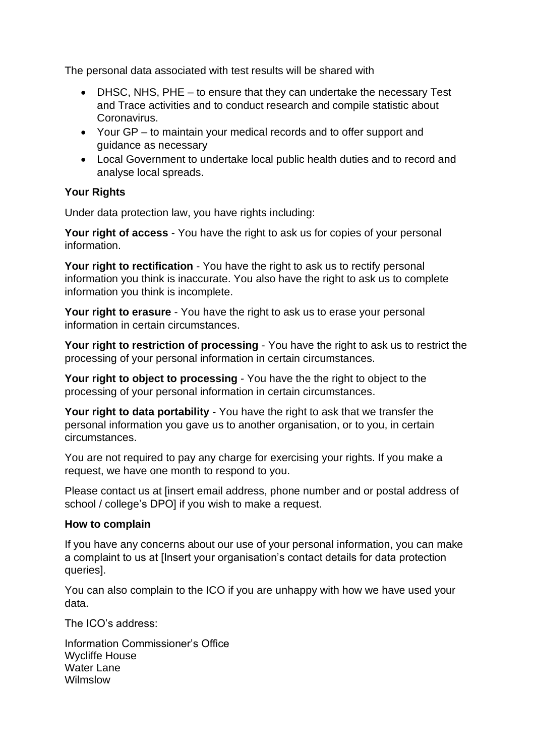The personal data associated with test results will be shared with

- DHSC, NHS, PHE – to ensure that they can undertake the necessary Test and Trace activities and to conduct research and compile statistic about Coronavirus.
- Your GP – to maintain your medical records and to offer support and guidance as necessary
- Local Government to undertake local public health duties and to record and analyse local spreads.

**Your Rights**

Under data protection law, you have rights including:

**Your right of access** - You have the right to ask us for copies of your personal information.

**Your right to rectification** - You have the right to ask us to rectify personal information you think is inaccurate. You also have the right to ask us to complete information you think is incomplete.

**Your right to erasure** - You have the right to ask us to erase your personal information in certain circumstances.

**Your right to restriction of processing** - You have the right to ask us to restrict the processing of your personal information in certain circumstances.

**Your right to object to processing** - You have the the right to object to the processing of your personal information in certain circumstances.

**Your right to data portability** - You have the right to ask that we transfer the personal information you gave us to another organisation, or to you, in certain circumstances.

You are not required to pay any charge for exercising your rights. If you make a request, we have one month to respond to you.

Please contact us at [insert email address, phone number and or postal address of school / college's DPO] if you wish to make a request.

**How to complain**

If you have any concerns about our use of your personal information, you can make a complaint to us at [Insert your organisation's contact details for data protection queries].

You can also complain to the ICO if you are unhappy with how we have used your data.

The ICO's address:

Information Commissioner's Office
Wycliffe House
Water Lane
Wilmslow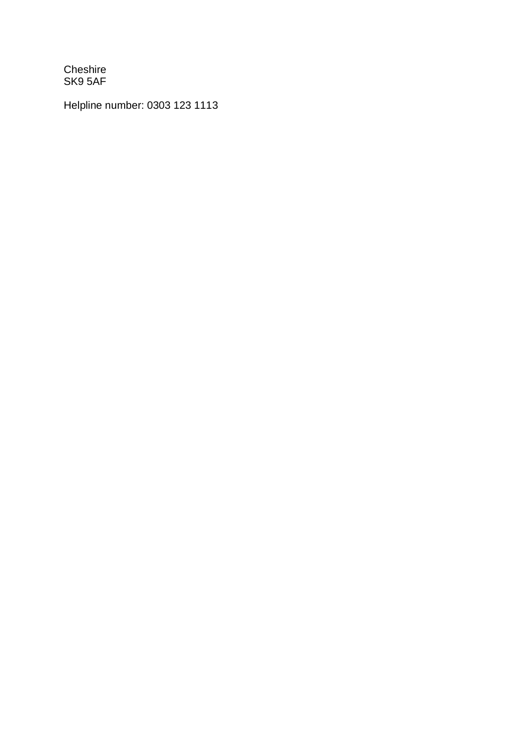Cheshire
SK9 5AF

Helpline number: 0303 123 1113